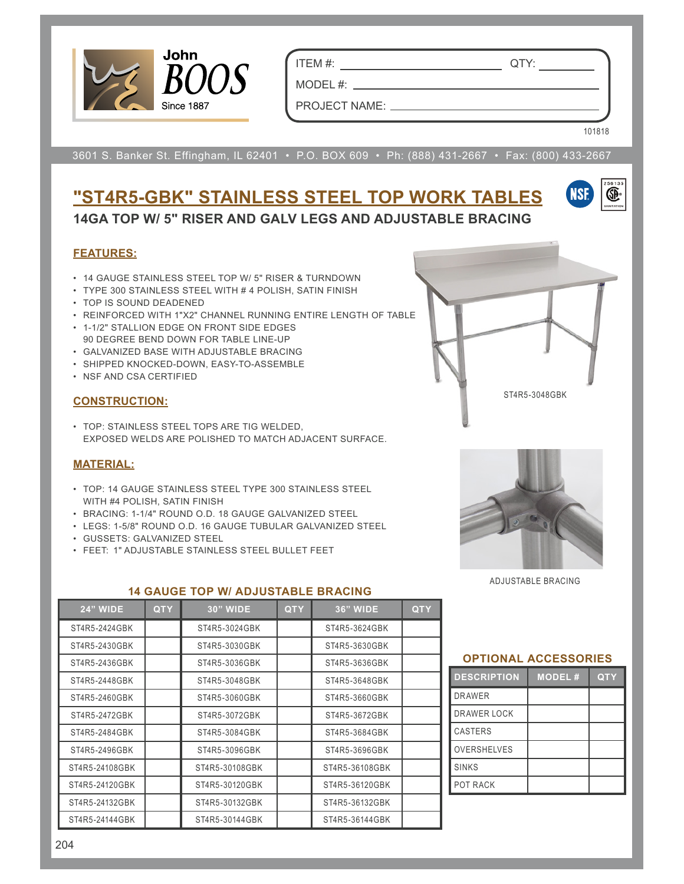John BOOS
Since 1887

ITEM #: ____________________ QTY: __________

MODEL #: ______________________________

PROJECT NAME: __________________________

101818

3601 S. Banker St. Effingham, IL 62401 • P.O. BOX 609 • Ph: (888) 431-2667 • Fax: (800) 433-2667

# "ST4R5-GBK" STAINLESS STEEL TOP WORK TABLES

## 14GA TOP W/ 5" RISER AND GALV LEGS AND ADJUSTABLE BRACING

### FEATURES:

- 14 GAUGE STAINLESS STEEL TOP W/ 5" RISER & TURNDOWN
- TYPE 300 STAINLESS STEEL WITH # 4 POLISH, SATIN FINISH
- TOP IS SOUND DEADENED
- REINFORCED WITH 1"X2" CHANNEL RUNNING ENTIRE LENGTH OF TABLE
- 1-1/2" STALLION EDGE ON FRONT SIDE EDGES
  90 DEGREE BEND DOWN FOR TABLE LINE-UP
- GALVANIZED BASE WITH ADJUSTABLE BRACING
- SHIPPED KNOCKED-DOWN, EASY-TO-ASSEMBLE
- NSF AND CSA CERTIFIED

ST4R5-3048GBK

### CONSTRUCTION:

- TOP: STAINLESS STEEL TOPS ARE TIG WELDED,
  EXPOSED WELDS ARE POLISHED TO MATCH ADJACENT SURFACE.

### MATERIAL:

- TOP: 14 GAUGE STAINLESS STEEL TYPE 300 STAINLESS STEEL
  WITH #4 POLISH, SATIN FINISH
- BRACING: 1-1/4" ROUND O.D. 18 GAUGE GALVANIZED STEEL
- LEGS: 1-5/8" ROUND O.D. 16 GAUGE TUBULAR GALVANIZED STEEL
- GUSSETS: GALVANIZED STEEL
- FEET: 1" ADJUSTABLE STAINLESS STEEL BULLET FEET

ADJUSTABLE BRACING

### 14 GAUGE TOP W/ ADJUSTABLE BRACING

| 24" WIDE | QTY | 30" WIDE | QTY | 36" WIDE | QTY |
|---|---|---|---|---|---|
| ST4R5-2424GBK | | ST4R5-3024GBK | | ST4R5-3624GBK | |
| ST4R5-2430GBK | | ST4R5-3030GBK | | ST4R5-3630GBK | |
| ST4R5-2436GBK | | ST4R5-3036GBK | | ST4R5-3636GBK | |
| ST4R5-2448GBK | | ST4R5-3048GBK | | ST4R5-3648GBK | |
| ST4R5-2460GBK | | ST4R5-3060GBK | | ST4R5-3660GBK | |
| ST4R5-2472GBK | | ST4R5-3072GBK | | ST4R5-3672GBK | |
| ST4R5-2484GBK | | ST4R5-3084GBK | | ST4R5-3684GBK | |
| ST4R5-2496GBK | | ST4R5-3096GBK | | ST4R5-3696GBK | |
| ST4R5-24108GBK | | ST4R5-30108GBK | | ST4R5-36108GBK | |
| ST4R5-24120GBK | | ST4R5-30120GBK | | ST4R5-36120GBK | |
| ST4R5-24132GBK | | ST4R5-30132GBK | | ST4R5-36132GBK | |
| ST4R5-24144GBK | | ST4R5-30144GBK | | ST4R5-36144GBK | |

### OPTIONAL ACCESSORIES

| DESCRIPTION | MODEL # | QTY |
|---|---|---|
| DRAWER | | |
| DRAWER LOCK | | |
| CASTERS | | |
| OVERSHELVES | | |
| SINKS | | |
| POT RACK | | |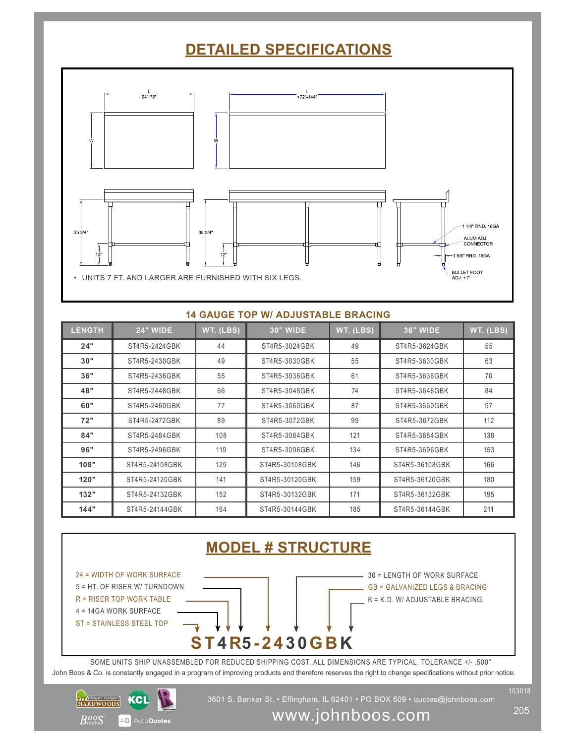# DETAILED SPECIFICATIONS

L
24"-72"

L
>72"-144"

W

W

35 3/4"

12"

35 3/4"

12"

1 1/4" RND. 18GA

ALUM ADJ. CONNECTOR

1 5/8" RND. 16GA

BULLET FOOT ADJ. +1"

- UNITS 7 FT. AND LARGER ARE FURNISHED WITH SIX LEGS.

## 14 GAUGE TOP W/ ADJUSTABLE BRACING

| LENGTH | 24" WIDE | WT. (LBS) | 30" WIDE | WT. (LBS) | 36" WIDE | WT. (LBS) |
|---|---|---|---|---|---|---|
| 24" | ST4R5-2424GBK | 44 | ST4R5-3024GBK | 49 | ST4R5-3624GBK | 55 |
| 30" | ST4R5-2430GBK | 49 | ST4R5-3030GBK | 55 | ST4R5-3630GBK | 63 |
| 36" | ST4R5-2436GBK | 55 | ST4R5-3036GBK | 61 | ST4R5-3636GBK | 70 |
| 48" | ST4R5-2448GBK | 66 | ST4R5-3048GBK | 74 | ST4R5-3648GBK | 84 |
| 60" | ST4R5-2460GBK | 77 | ST4R5-3060GBK | 87 | ST4R5-3660GBK | 97 |
| 72" | ST4R5-2472GBK | 89 | ST4R5-3072GBK | 99 | ST4R5-3672GBK | 112 |
| 84" | ST4R5-2484GBK | 108 | ST4R5-3084GBK | 121 | ST4R5-3684GBK | 138 |
| 96" | ST4R5-2496GBK | 119 | ST4R5-3096GBK | 134 | ST4R5-3696GBK | 153 |
| 108" | ST4R5-24108GBK | 129 | ST4R5-30108GBK | 146 | ST4R5-36108GBK | 166 |
| 120" | ST4R5-24120GBK | 141 | ST4R5-30120GBK | 159 | ST4R5-36120GBK | 180 |
| 132" | ST4R5-24132GBK | 152 | ST4R5-30132GBK | 171 | ST4R5-36132GBK | 195 |
| 144" | ST4R5-24144GBK | 164 | ST4R5-30144GBK | 185 | ST4R5-36144GBK | 211 |

## MODEL # STRUCTURE

24 = WIDTH OF WORK SURFACE
5 = HT. OF RISER W/ TURNDOWN
R = RISER TOP WORK TABLE
4 = 14GA WORK SURFACE
ST = STAINLESS STEEL TOP

30 = LENGTH OF WORK SURFACE
GB = GALVANIZED LEGS & BRACING
K = K.D. W/ ADJUSTABLE BRACING

**ST4R5-2430GBK**

SOME UNITS SHIP UNASSEMBLED FOR REDUCED SHIPPING COST. ALL DIMENSIONS ARE TYPICAL. TOLERANCE +/- .500"

John Boos & Co. is constantly engaged in a program of improving products and therefore reserves the right to change specifications without prior notice.

3601 S. Banker St. • Effingham, IL 62401 • PO BOX 609 • quotes@johnboos.com

www.johnboos.com

103018